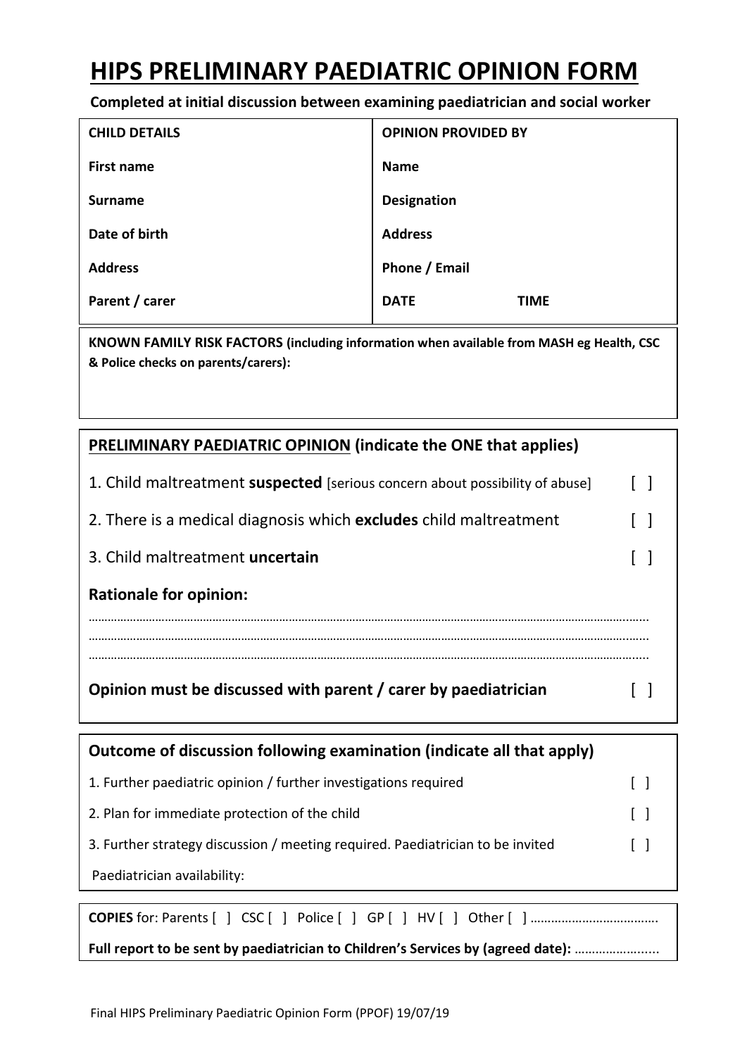# HIPS PRELIMINARY PAEDIATRIC OPINION FORM

**Completed at initial discussion between examining paediatrician and social worker**

| CHILD DETAILS | OPINION PROVIDED BY |
|---|---|
| **First name** | **Name** |
| **Surname** | **Designation** |
| **Date of birth** | **Address** |
| **Address** | **Phone / Email** |
| **Parent / carer** | **DATE** **TIME** |

**KNOWN FAMILY RISK FACTORS (including information when available from MASH eg Health, CSC & Police checks on parents/carers):**

**PRELIMINARY PAEDIATRIC OPINION (indicate the ONE that applies)**

1. Child maltreatment **suspected** [serious concern about possibility of abuse] [ ]
2. There is a medical diagnosis which **excludes** child maltreatment [ ]
3. Child maltreatment **uncertain** [ ]

**Rationale for opinion:**

…………………………………………………………………………………………………………………………………………………

…………………………………………………………………………………………………………………………………………………

…………………………………………………………………………………………………………………………………………………

**Opinion must be discussed with parent / carer by paediatrician** [ ]

**Outcome of discussion following examination (indicate all that apply)**

1. Further paediatric opinion / further investigations required [ ]
2. Plan for immediate protection of the child [ ]
3. Further strategy discussion / meeting required. Paediatrician to be invited [ ]

Paediatrician availability:

**COPIES** for: Parents [ ] CSC [ ] Police [ ] GP [ ] HV [ ] Other [ ] ……………………………….

**Full report to be sent by paediatrician to Children's Services by (agreed date):** …………………...

Final HIPS Preliminary Paediatric Opinion Form (PPOF) 19/07/19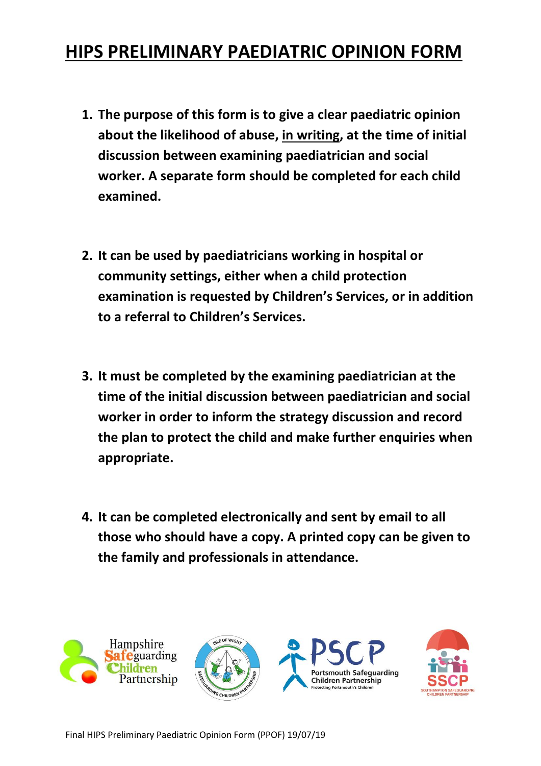# HIPS PRELIMINARY PAEDIATRIC OPINION FORM

1. **The purpose of this form is to give a clear paediatric opinion about the likelihood of abuse, in writing, at the time of initial discussion between examining paediatrician and social worker. A separate form should be completed for each child examined.**

2. **It can be used by paediatricians working in hospital or community settings, either when a child protection examination is requested by Children's Services, or in addition to a referral to Children's Services.**

3. **It must be completed by the examining paediatrician at the time of the initial discussion between paediatrician and social worker in order to inform the strategy discussion and record the plan to protect the child and make further enquiries when appropriate.**

4. **It can be completed electronically and sent by email to all those who should have a copy. A printed copy can be given to the family and professionals in attendance.**

Hampshire Safeguarding Children Partnership

Isle of Wight Safeguarding Children Partnership

PSCP Portsmouth Safeguarding Children Partnership Protecting Portsmouth's Children

SSCP Southampton Safeguarding Children Partnership

Final HIPS Preliminary Paediatric Opinion Form (PPOF) 19/07/19